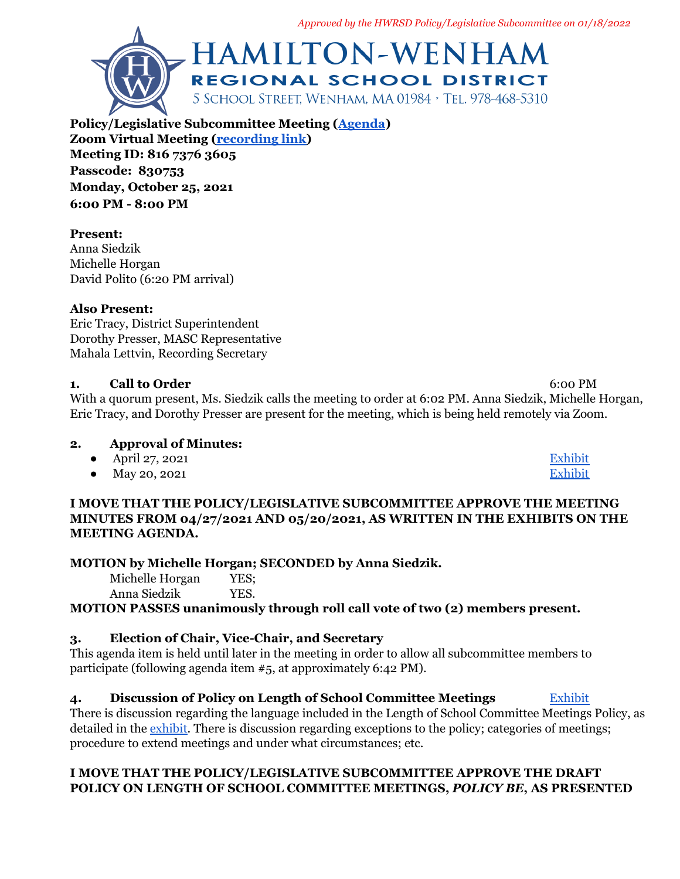*Approved by the HWRSD Policy/Legislative Subcommittee on 01/18/2022*

# HAMILTON-WENHAM REGIONAL SCHOOL DISTRICT

5 School Street, Wenham, MA 01984 · Tel. 978-468-5310

**Policy/Legislative Subcommittee Meeting ([Agenda](#))**
**Zoom Virtual Meeting ([recording link](#))**
**Meeting ID: 816 7376 3605**
**Passcode: 830753**
**Monday, October 25, 2021**
**6:00 PM - 8:00 PM**

**Present:**
Anna Siedzik
Michelle Horgan
David Polito (6:20 PM arrival)

**Also Present:**
Eric Tracy, District Superintendent
Dorothy Presser, MASC Representative
Mahala Lettvin, Recording Secretary

**1. Call to Order** 6:00 PM

With a quorum present, Ms. Siedzik calls the meeting to order at 6:02 PM. Anna Siedzik, Michelle Horgan, Eric Tracy, and Dorothy Presser are present for the meeting, which is being held remotely via Zoom.

**2. Approval of Minutes:**

- April 27, 2021 [Exhibit](#)
- May 20, 2021 [Exhibit](#)

**I MOVE THAT THE POLICY/LEGISLATIVE SUBCOMMITTEE APPROVE THE MEETING MINUTES FROM 04/27/2021 AND 05/20/2021, AS WRITTEN IN THE EXHIBITS ON THE MEETING AGENDA.**

**MOTION by Michelle Horgan; SECONDED by Anna Siedzik.**

Michelle Horgan YES;
Anna Siedzik YES.

**MOTION PASSES unanimously through roll call vote of two (2) members present.**

**3. Election of Chair, Vice-Chair, and Secretary**

This agenda item is held until later in the meeting in order to allow all subcommittee members to participate (following agenda item #5, at approximately 6:42 PM).

**4. Discussion of Policy on Length of School Committee Meetings** [Exhibit](#)

There is discussion regarding the language included in the Length of School Committee Meetings Policy, as detailed in the [exhibit](#). There is discussion regarding exceptions to the policy; categories of meetings; procedure to extend meetings and under what circumstances; etc.

**I MOVE THAT THE POLICY/LEGISLATIVE SUBCOMMITTEE APPROVE THE DRAFT POLICY ON LENGTH OF SCHOOL COMMITTEE MEETINGS, *POLICY BE*, AS PRESENTED**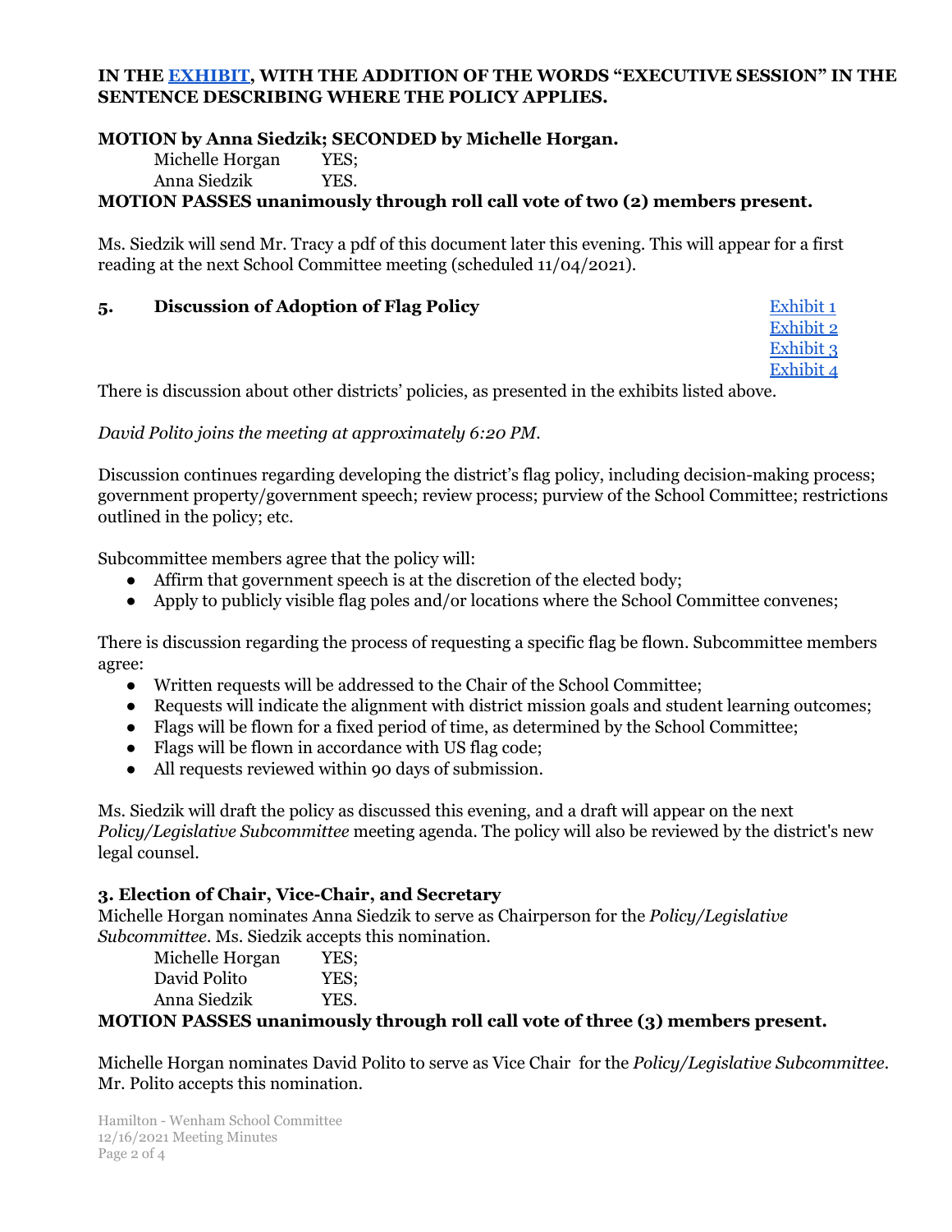**IN THE [EXHIBIT](), WITH THE ADDITION OF THE WORDS "EXECUTIVE SESSION" IN THE SENTENCE DESCRIBING WHERE THE POLICY APPLIES.**

**MOTION by Anna Siedzik; SECONDED by Michelle Horgan.**

Michelle Horgan YES;
Anna Siedzik YES.

**MOTION PASSES unanimously through roll call vote of two (2) members present.**

Ms. Siedzik will send Mr. Tracy a pdf of this document later this evening. This will appear for a first reading at the next School Committee meeting (scheduled 11/04/2021).

### 5. Discussion of Adoption of Flag Policy

[Exhibit 1]()
[Exhibit 2]()
[Exhibit 3]()
[Exhibit 4]()

There is discussion about other districts' policies, as presented in the exhibits listed above.

*David Polito joins the meeting at approximately 6:20 PM.*

Discussion continues regarding developing the district's flag policy, including decision-making process; government property/government speech; review process; purview of the School Committee; restrictions outlined in the policy; etc.

Subcommittee members agree that the policy will:

- Affirm that government speech is at the discretion of the elected body;
- Apply to publicly visible flag poles and/or locations where the School Committee convenes;

There is discussion regarding the process of requesting a specific flag be flown. Subcommittee members agree:

- Written requests will be addressed to the Chair of the School Committee;
- Requests will indicate the alignment with district mission goals and student learning outcomes;
- Flags will be flown for a fixed period of time, as determined by the School Committee;
- Flags will be flown in accordance with US flag code;
- All requests reviewed within 90 days of submission.

Ms. Siedzik will draft the policy as discussed this evening, and a draft will appear on the next *Policy/Legislative Subcommittee* meeting agenda. The policy will also be reviewed by the district's new legal counsel.

### 3. Election of Chair, Vice-Chair, and Secretary

Michelle Horgan nominates Anna Siedzik to serve as Chairperson for the *Policy/Legislative Subcommittee*. Ms. Siedzik accepts this nomination.

Michelle Horgan YES;
David Polito YES;
Anna Siedzik YES.

**MOTION PASSES unanimously through roll call vote of three (3) members present.**

Michelle Horgan nominates David Polito to serve as Vice Chair for the *Policy/Legislative Subcommittee*. Mr. Polito accepts this nomination.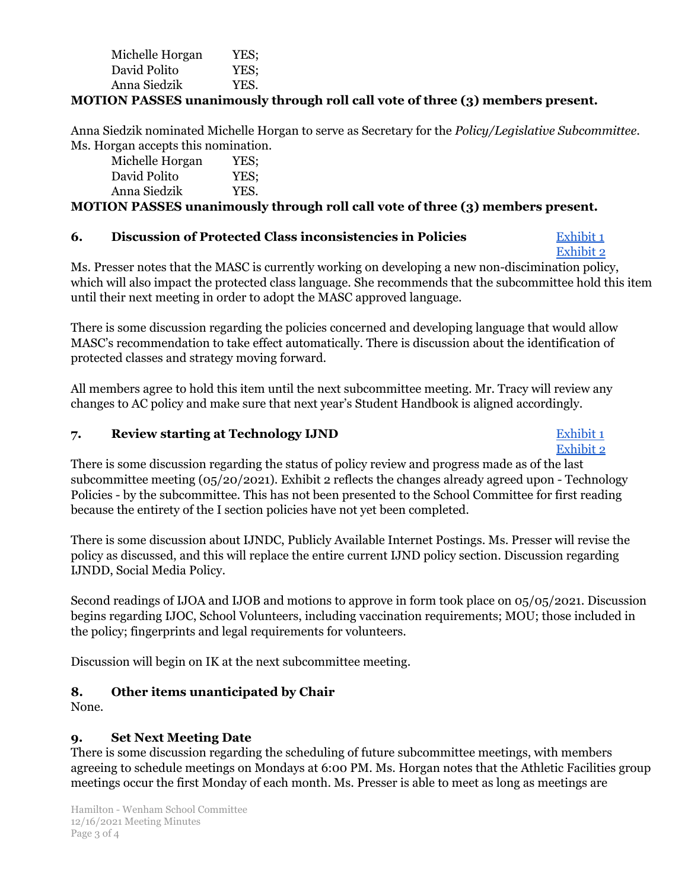Michelle Horgan YES;
David Polito YES;
Anna Siedzik YES.

**MOTION PASSES unanimously through roll call vote of three (3) members present.**

Anna Siedzik nominated Michelle Horgan to serve as Secretary for the *Policy/Legislative Subcommittee*. Ms. Horgan accepts this nomination.

Michelle Horgan YES;
David Polito YES;
Anna Siedzik YES.

**MOTION PASSES unanimously through roll call vote of three (3) members present.**

### 6. Discussion of Protected Class inconsistencies in Policies

Exhibit 1
Exhibit 2

Ms. Presser notes that the MASC is currently working on developing a new non-discimination policy, which will also impact the protected class language. She recommends that the subcommittee hold this item until their next meeting in order to adopt the MASC approved language.

There is some discussion regarding the policies concerned and developing language that would allow MASC's recommendation to take effect automatically. There is discussion about the identification of protected classes and strategy moving forward.

All members agree to hold this item until the next subcommittee meeting. Mr. Tracy will review any changes to AC policy and make sure that next year's Student Handbook is aligned accordingly.

### 7. Review starting at Technology IJND

Exhibit 1
Exhibit 2

There is some discussion regarding the status of policy review and progress made as of the last subcommittee meeting (05/20/2021). Exhibit 2 reflects the changes already agreed upon - Technology Policies - by the subcommittee. This has not been presented to the School Committee for first reading because the entirety of the I section policies have not yet been completed.

There is some discussion about IJNDC, Publicly Available Internet Postings. Ms. Presser will revise the policy as discussed, and this will replace the entire current IJND policy section. Discussion regarding IJNDD, Social Media Policy.

Second readings of IJOA and IJOB and motions to approve in form took place on 05/05/2021. Discussion begins regarding IJOC, School Volunteers, including vaccination requirements; MOU; those included in the policy; fingerprints and legal requirements for volunteers.

Discussion will begin on IK at the next subcommittee meeting.

### 8. Other items unanticipated by Chair

None.

### 9. Set Next Meeting Date

There is some discussion regarding the scheduling of future subcommittee meetings, with members agreeing to schedule meetings on Mondays at 6:00 PM. Ms. Horgan notes that the Athletic Facilities group meetings occur the first Monday of each month. Ms. Presser is able to meet as long as meetings are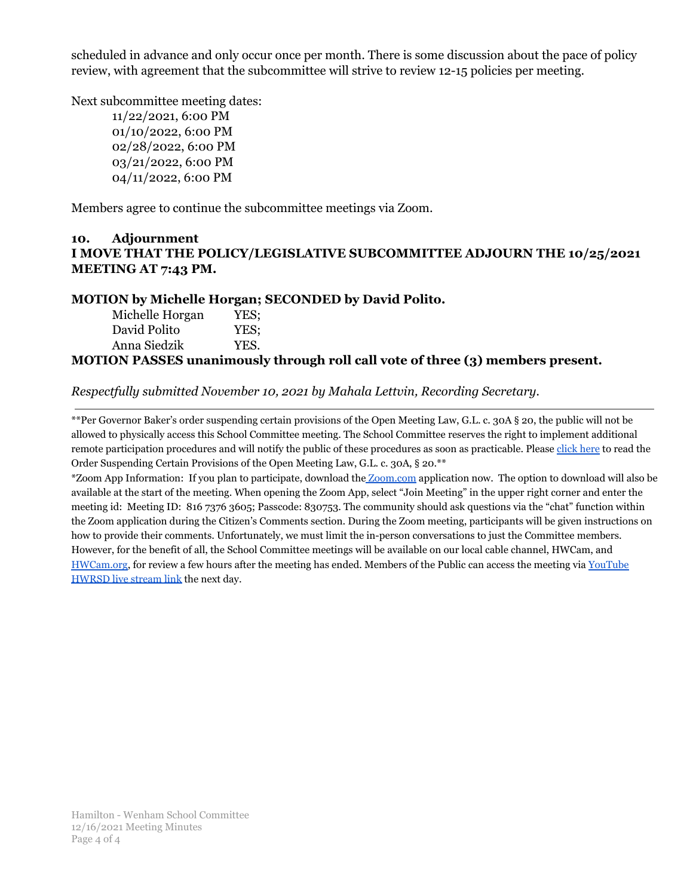scheduled in advance and only occur once per month. There is some discussion about the pace of policy review, with agreement that the subcommittee will strive to review 12-15 policies per meeting.

Next subcommittee meeting dates:

11/22/2021, 6:00 PM
01/10/2022, 6:00 PM
02/28/2022, 6:00 PM
03/21/2022, 6:00 PM
04/11/2022, 6:00 PM

Members agree to continue the subcommittee meetings via Zoom.

### 10. Adjournment

**I MOVE THAT THE POLICY/LEGISLATIVE SUBCOMMITTEE ADJOURN THE 10/25/2021 MEETING AT 7:43 PM.**

**MOTION by Michelle Horgan; SECONDED by David Polito.**

Michelle Horgan YES;
David Polito YES;
Anna Siedzik YES.

**MOTION PASSES unanimously through roll call vote of three (3) members present.**

*Respectfully submitted November 10, 2021 by Mahala Lettvin, Recording Secretary.*

---

**Per Governor Baker's order suspending certain provisions of the Open Meeting Law, G.L. c. 30A § 20, the public will not be allowed to physically access this School Committee meeting. The School Committee reserves the right to implement additional remote participation procedures and will notify the public of these procedures as soon as practicable. Please click here to read the Order Suspending Certain Provisions of the Open Meeting Law, G.L. c. 30A, § 20.**

*Zoom App Information: If you plan to participate, download the Zoom.com application now. The option to download will also be available at the start of the meeting. When opening the Zoom App, select "Join Meeting" in the upper right corner and enter the meeting id: Meeting ID: 816 7376 3605; Passcode: 830753. The community should ask questions via the "chat" function within the Zoom application during the Citizen's Comments section. During the Zoom meeting, participants will be given instructions on how to provide their comments. Unfortunately, we must limit the in-person conversations to just the Committee members. However, for the benefit of all, the School Committee meetings will be available on our local cable channel, HWCam, and HWCam.org, for review a few hours after the meeting has ended. Members of the Public can access the meeting via YouTube HWRSD live stream link the next day.